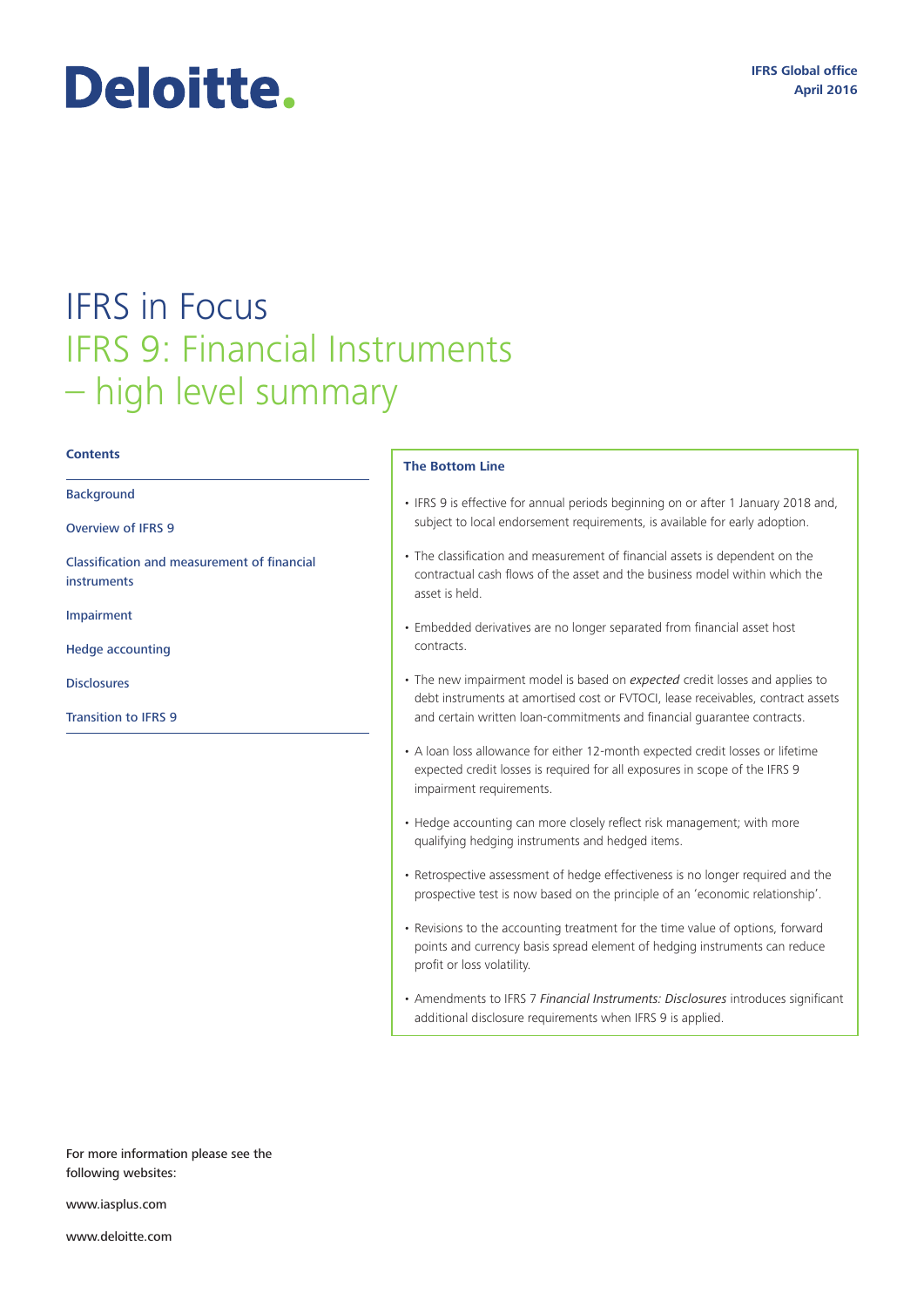Deloitte.

**IFRS Global office**
**April 2016**

# IFRS in Focus
# IFRS 9: Financial Instruments – high level summary

**Contents**

- Background
- Overview of IFRS 9
- Classification and measurement of financial instruments
- Impairment
- Hedge accounting
- Disclosures
- Transition to IFRS 9

**The Bottom Line**

- IFRS 9 is effective for annual periods beginning on or after 1 January 2018 and, subject to local endorsement requirements, is available for early adoption.
- The classification and measurement of financial assets is dependent on the contractual cash flows of the asset and the business model within which the asset is held.
- Embedded derivatives are no longer separated from financial asset host contracts.
- The new impairment model is based on *expected* credit losses and applies to debt instruments at amortised cost or FVTOCI, lease receivables, contract assets and certain written loan-commitments and financial guarantee contracts.
- A loan loss allowance for either 12-month expected credit losses or lifetime expected credit losses is required for all exposures in scope of the IFRS 9 impairment requirements.
- Hedge accounting can more closely reflect risk management; with more qualifying hedging instruments and hedged items.
- Retrospective assessment of hedge effectiveness is no longer required and the prospective test is now based on the principle of an 'economic relationship'.
- Revisions to the accounting treatment for the time value of options, forward points and currency basis spread element of hedging instruments can reduce profit or loss volatility.
- Amendments to IFRS 7 *Financial Instruments: Disclosures* introduces significant additional disclosure requirements when IFRS 9 is applied.

For more information please see the following websites:

www.iasplus.com

www.deloitte.com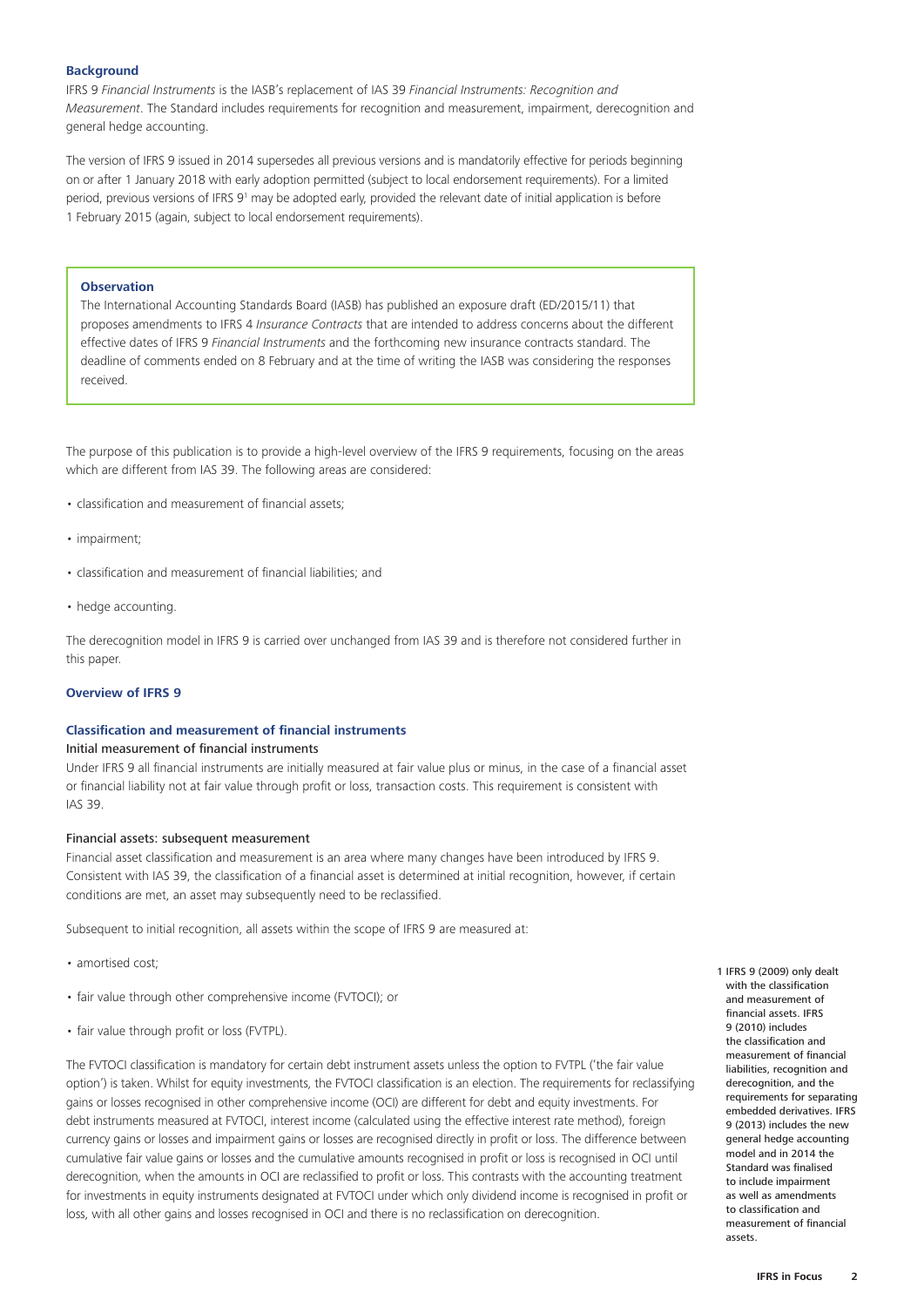### Background

IFRS 9 *Financial Instruments* is the IASB's replacement of IAS 39 *Financial Instruments: Recognition and Measurement*. The Standard includes requirements for recognition and measurement, impairment, derecognition and general hedge accounting.

The version of IFRS 9 issued in 2014 supersedes all previous versions and is mandatorily effective for periods beginning on or after 1 January 2018 with early adoption permitted (subject to local endorsement requirements). For a limited period, previous versions of IFRS 9[1] may be adopted early, provided the relevant date of initial application is before 1 February 2015 (again, subject to local endorsement requirements).

> **Observation**
>
> The International Accounting Standards Board (IASB) has published an exposure draft (ED/2015/11) that proposes amendments to IFRS 4 *Insurance Contracts* that are intended to address concerns about the different effective dates of IFRS 9 *Financial Instruments* and the forthcoming new insurance contracts standard. The deadline of comments ended on 8 February and at the time of writing the IASB was considering the responses received.

The purpose of this publication is to provide a high-level overview of the IFRS 9 requirements, focusing on the areas which are different from IAS 39. The following areas are considered:

- classification and measurement of financial assets;
- impairment;
- classification and measurement of financial liabilities; and
- hedge accounting.

The derecognition model in IFRS 9 is carried over unchanged from IAS 39 and is therefore not considered further in this paper.

### Overview of IFRS 9

### Classification and measurement of financial instruments

#### Initial measurement of financial instruments

Under IFRS 9 all financial instruments are initially measured at fair value plus or minus, in the case of a financial asset or financial liability not at fair value through profit or loss, transaction costs. This requirement is consistent with IAS 39.

#### Financial assets: subsequent measurement

Financial asset classification and measurement is an area where many changes have been introduced by IFRS 9. Consistent with IAS 39, the classification of a financial asset is determined at initial recognition, however, if certain conditions are met, an asset may subsequently need to be reclassified.

Subsequent to initial recognition, all assets within the scope of IFRS 9 are measured at:

- amortised cost;
- fair value through other comprehensive income (FVTOCI); or
- fair value through profit or loss (FVTPL).

The FVTOCI classification is mandatory for certain debt instrument assets unless the option to FVTPL ('the fair value option') is taken. Whilst for equity investments, the FVTOCI classification is an election. The requirements for reclassifying gains or losses recognised in other comprehensive income (OCI) are different for debt and equity investments. For debt instruments measured at FVTOCI, interest income (calculated using the effective interest rate method), foreign currency gains or losses and impairment gains or losses are recognised directly in profit or loss. The difference between cumulative fair value gains or losses and the cumulative amounts recognised in profit or loss is recognised in OCI until derecognition, when the amounts in OCI are reclassified to profit or loss. This contrasts with the accounting treatment for investments in equity instruments designated at FVTOCI under which only dividend income is recognised in profit or loss, with all other gains and losses recognised in OCI and there is no reclassification on derecognition.

[1] IFRS 9 (2009) only dealt with the classification and measurement of financial assets. IFRS 9 (2010) includes the classification and measurement of financial liabilities, recognition and derecognition, and the requirements for separating embedded derivatives. IFRS 9 (2013) includes the new general hedge accounting model and in 2014 the Standard was finalised to include impairment as well as amendments to classification and measurement of financial assets.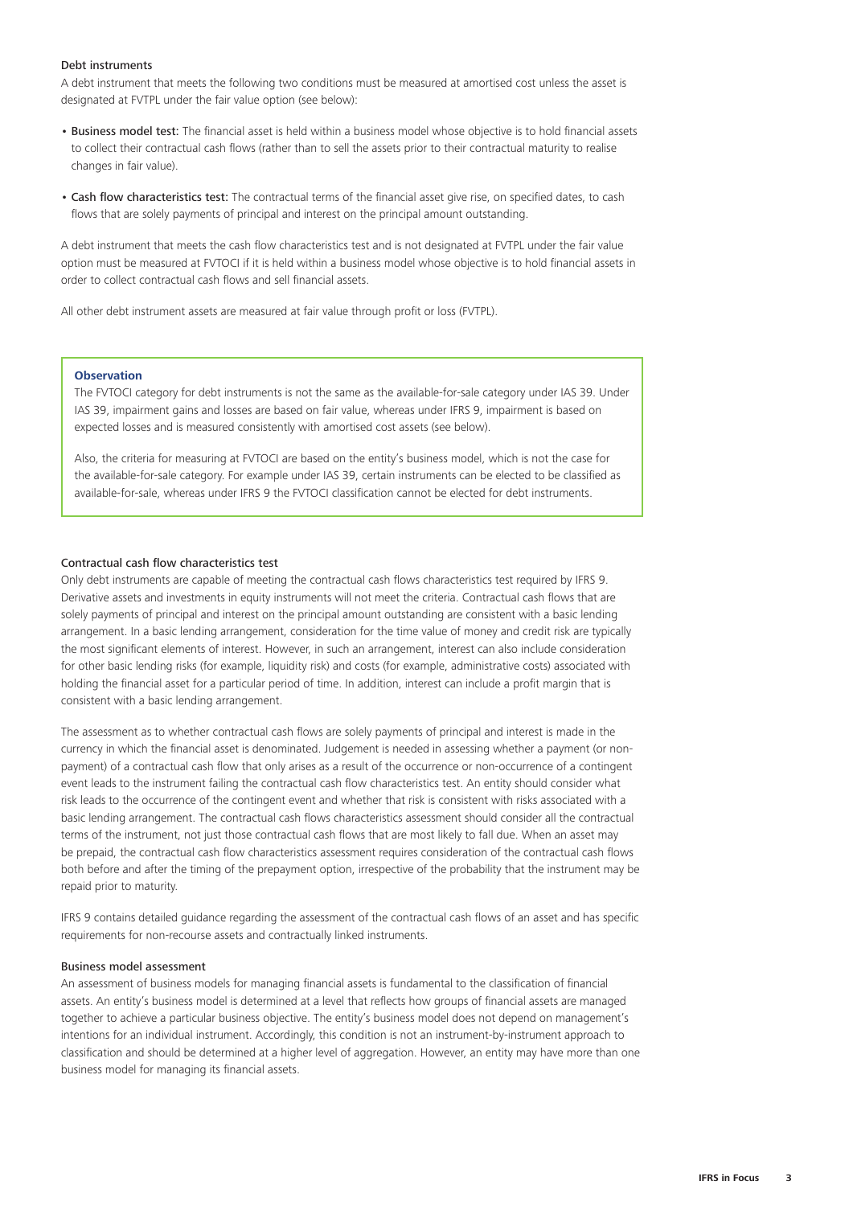### Debt instruments

A debt instrument that meets the following two conditions must be measured at amortised cost unless the asset is designated at FVTPL under the fair value option (see below):

- **Business model test:** The financial asset is held within a business model whose objective is to hold financial assets to collect their contractual cash flows (rather than to sell the assets prior to their contractual maturity to realise changes in fair value).
- **Cash flow characteristics test:** The contractual terms of the financial asset give rise, on specified dates, to cash flows that are solely payments of principal and interest on the principal amount outstanding.

A debt instrument that meets the cash flow characteristics test and is not designated at FVTPL under the fair value option must be measured at FVTOCI if it is held within a business model whose objective is to hold financial assets in order to collect contractual cash flows and sell financial assets.

All other debt instrument assets are measured at fair value through profit or loss (FVTPL).

> **Observation**
>
> The FVTOCI category for debt instruments is not the same as the available-for-sale category under IAS 39. Under IAS 39, impairment gains and losses are based on fair value, whereas under IFRS 9, impairment is based on expected losses and is measured consistently with amortised cost assets (see below).
>
> Also, the criteria for measuring at FVTOCI are based on the entity's business model, which is not the case for the available-for-sale category. For example under IAS 39, certain instruments can be elected to be classified as available-for-sale, whereas under IFRS 9 the FVTOCI classification cannot be elected for debt instruments.

### Contractual cash flow characteristics test

Only debt instruments are capable of meeting the contractual cash flows characteristics test required by IFRS 9. Derivative assets and investments in equity instruments will not meet the criteria. Contractual cash flows that are solely payments of principal and interest on the principal amount outstanding are consistent with a basic lending arrangement. In a basic lending arrangement, consideration for the time value of money and credit risk are typically the most significant elements of interest. However, in such an arrangement, interest can also include consideration for other basic lending risks (for example, liquidity risk) and costs (for example, administrative costs) associated with holding the financial asset for a particular period of time. In addition, interest can include a profit margin that is consistent with a basic lending arrangement.

The assessment as to whether contractual cash flows are solely payments of principal and interest is made in the currency in which the financial asset is denominated. Judgement is needed in assessing whether a payment (or non-payment) of a contractual cash flow that only arises as a result of the occurrence or non-occurrence of a contingent event leads to the instrument failing the contractual cash flow characteristics test. An entity should consider what risk leads to the occurrence of the contingent event and whether that risk is consistent with risks associated with a basic lending arrangement. The contractual cash flows characteristics assessment should consider all the contractual terms of the instrument, not just those contractual cash flows that are most likely to fall due. When an asset may be prepaid, the contractual cash flow characteristics assessment requires consideration of the contractual cash flows both before and after the timing of the prepayment option, irrespective of the probability that the instrument may be repaid prior to maturity.

IFRS 9 contains detailed guidance regarding the assessment of the contractual cash flows of an asset and has specific requirements for non-recourse assets and contractually linked instruments.

### Business model assessment

An assessment of business models for managing financial assets is fundamental to the classification of financial assets. An entity's business model is determined at a level that reflects how groups of financial assets are managed together to achieve a particular business objective. The entity's business model does not depend on management's intentions for an individual instrument. Accordingly, this condition is not an instrument-by-instrument approach to classification and should be determined at a higher level of aggregation. However, an entity may have more than one business model for managing its financial assets.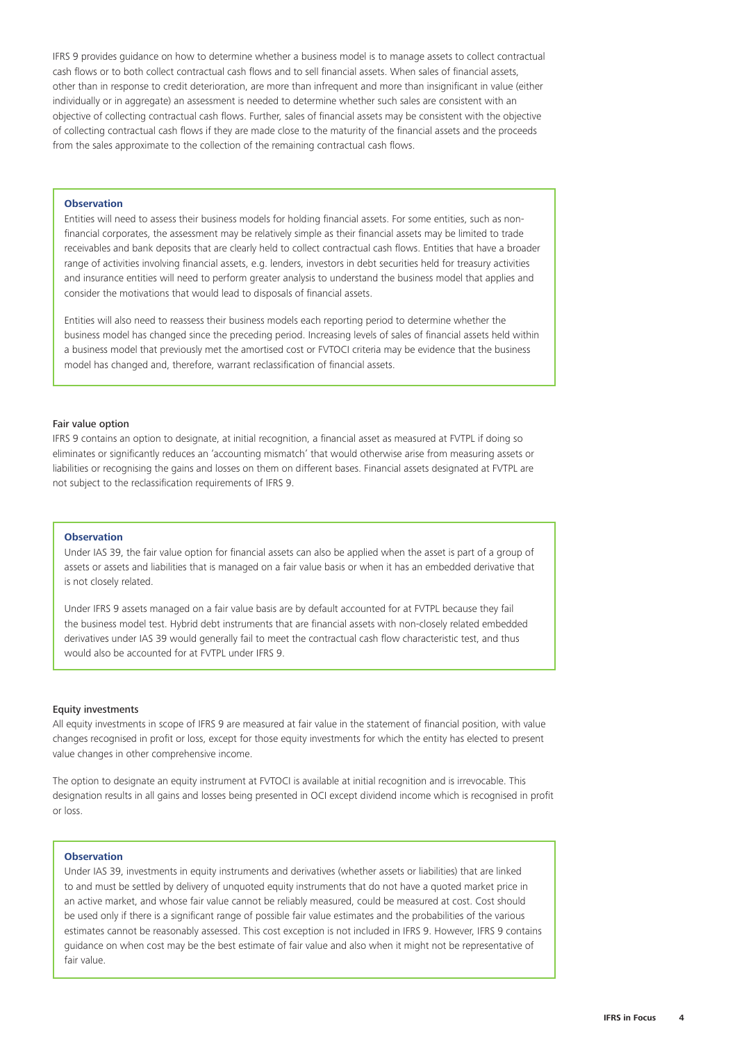IFRS 9 provides guidance on how to determine whether a business model is to manage assets to collect contractual cash flows or to both collect contractual cash flows and to sell financial assets. When sales of financial assets, other than in response to credit deterioration, are more than infrequent and more than insignificant in value (either individually or in aggregate) an assessment is needed to determine whether such sales are consistent with an objective of collecting contractual cash flows. Further, sales of financial assets may be consistent with the objective of collecting contractual cash flows if they are made close to the maturity of the financial assets and the proceeds from the sales approximate to the collection of the remaining contractual cash flows.

> **Observation**
>
> Entities will need to assess their business models for holding financial assets. For some entities, such as non-financial corporates, the assessment may be relatively simple as their financial assets may be limited to trade receivables and bank deposits that are clearly held to collect contractual cash flows. Entities that have a broader range of activities involving financial assets, e.g. lenders, investors in debt securities held for treasury activities and insurance entities will need to perform greater analysis to understand the business model that applies and consider the motivations that would lead to disposals of financial assets.
>
> Entities will also need to reassess their business models each reporting period to determine whether the business model has changed since the preceding period. Increasing levels of sales of financial assets held within a business model that previously met the amortised cost or FVTOCI criteria may be evidence that the business model has changed and, therefore, warrant reclassification of financial assets.

### Fair value option

IFRS 9 contains an option to designate, at initial recognition, a financial asset as measured at FVTPL if doing so eliminates or significantly reduces an 'accounting mismatch' that would otherwise arise from measuring assets or liabilities or recognising the gains and losses on them on different bases. Financial assets designated at FVTPL are not subject to the reclassification requirements of IFRS 9.

> **Observation**
>
> Under IAS 39, the fair value option for financial assets can also be applied when the asset is part of a group of assets or assets and liabilities that is managed on a fair value basis or when it has an embedded derivative that is not closely related.
>
> Under IFRS 9 assets managed on a fair value basis are by default accounted for at FVTPL because they fail the business model test. Hybrid debt instruments that are financial assets with non-closely related embedded derivatives under IAS 39 would generally fail to meet the contractual cash flow characteristic test, and thus would also be accounted for at FVTPL under IFRS 9.

### Equity investments

All equity investments in scope of IFRS 9 are measured at fair value in the statement of financial position, with value changes recognised in profit or loss, except for those equity investments for which the entity has elected to present value changes in other comprehensive income.

The option to designate an equity instrument at FVTOCI is available at initial recognition and is irrevocable. This designation results in all gains and losses being presented in OCI except dividend income which is recognised in profit or loss.

> **Observation**
>
> Under IAS 39, investments in equity instruments and derivatives (whether assets or liabilities) that are linked to and must be settled by delivery of unquoted equity instruments that do not have a quoted market price in an active market, and whose fair value cannot be reliably measured, could be measured at cost. Cost should be used only if there is a significant range of possible fair value estimates and the probabilities of the various estimates cannot be reasonably assessed. This cost exception is not included in IFRS 9. However, IFRS 9 contains guidance on when cost may be the best estimate of fair value and also when it might not be representative of fair value.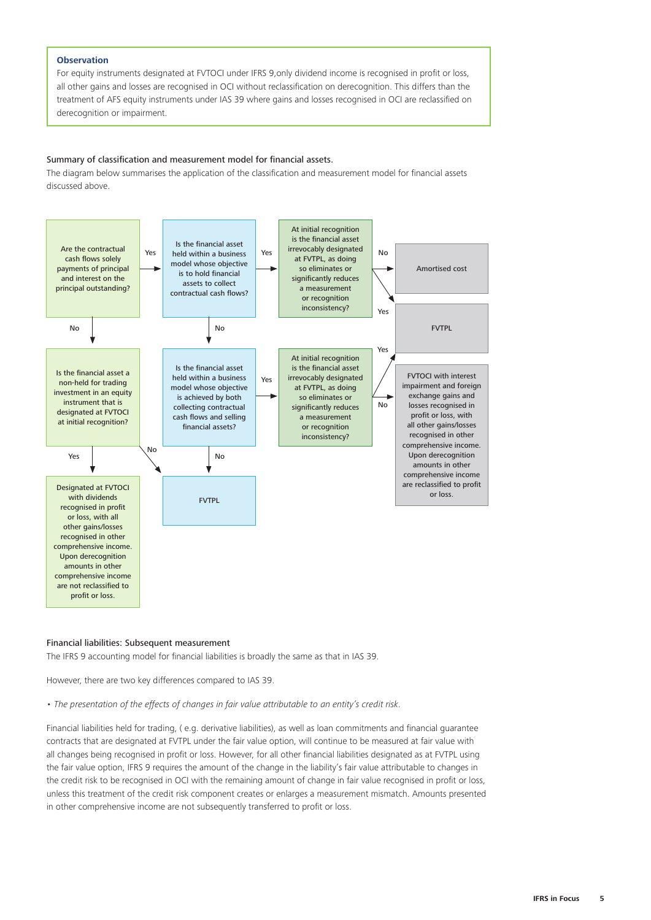> **Observation**
>
> For equity instruments designated at FVTOCI under IFRS 9,only dividend income is recognised in profit or loss, all other gains and losses are recognised in OCI without reclassification on derecognition. This differs than the treatment of AFS equity instruments under IAS 39 where gains and losses recognised in OCI are reclassified on derecognition or impairment.

### Summary of classification and measurement model for financial assets.

The diagram below summarises the application of the classification and measurement model for financial assets discussed above.

- **Are the contractual cash flows solely payments of principal and interest on the principal outstanding?**
  - Yes → **Is the financial asset held within a business model whose objective is to hold financial assets to collect contractual cash flows?**
    - Yes → **At initial recognition is the financial asset irrevocably designated at FVTPL, as doing so eliminates or significantly reduces a measurement or recognition inconsistency?**
      - No → Amortised cost
      - Yes → FVTPL
    - No → **Is the financial asset held within a business model whose objective is achieved by both collecting contractual cash flows and selling financial assets?**
      - Yes → **At initial recognition is the financial asset irrevocably designated at FVTPL, as doing so eliminates or significantly reduces a measurement or recognition inconsistency?**
        - Yes → FVTPL
        - No → FVTOCI with interest impairment and foreign exchange gains and losses recognised in profit or loss, with all other gains/losses recognised in other comprehensive income. Upon derecognition amounts in other comprehensive income are reclassified to profit or loss.
      - No → FVTPL
  - No → **Is the financial asset a non-held for trading investment in an equity instrument that is designated at FVTOCI at initial recognition?**
    - Yes → Designated at FVTOCI with dividends recognised in profit or loss, with all other gains/losses recognised in other comprehensive income. Upon derecognition amounts in other comprehensive income are not reclassified to profit or loss.
    - No → FVTPL

### Financial liabilities: Subsequent measurement

The IFRS 9 accounting model for financial liabilities is broadly the same as that in IAS 39.

However, there are two key differences compared to IAS 39.

- *The presentation of the effects of changes in fair value attributable to an entity's credit risk.*

Financial liabilities held for trading, ( e.g. derivative liabilities), as well as loan commitments and financial guarantee contracts that are designated at FVTPL under the fair value option, will continue to be measured at fair value with all changes being recognised in profit or loss. However, for all other financial liabilities designated as at FVTPL using the fair value option, IFRS 9 requires the amount of the change in the liability's fair value attributable to changes in the credit risk to be recognised in OCI with the remaining amount of change in fair value recognised in profit or loss, unless this treatment of the credit risk component creates or enlarges a measurement mismatch. Amounts presented in other comprehensive income are not subsequently transferred to profit or loss.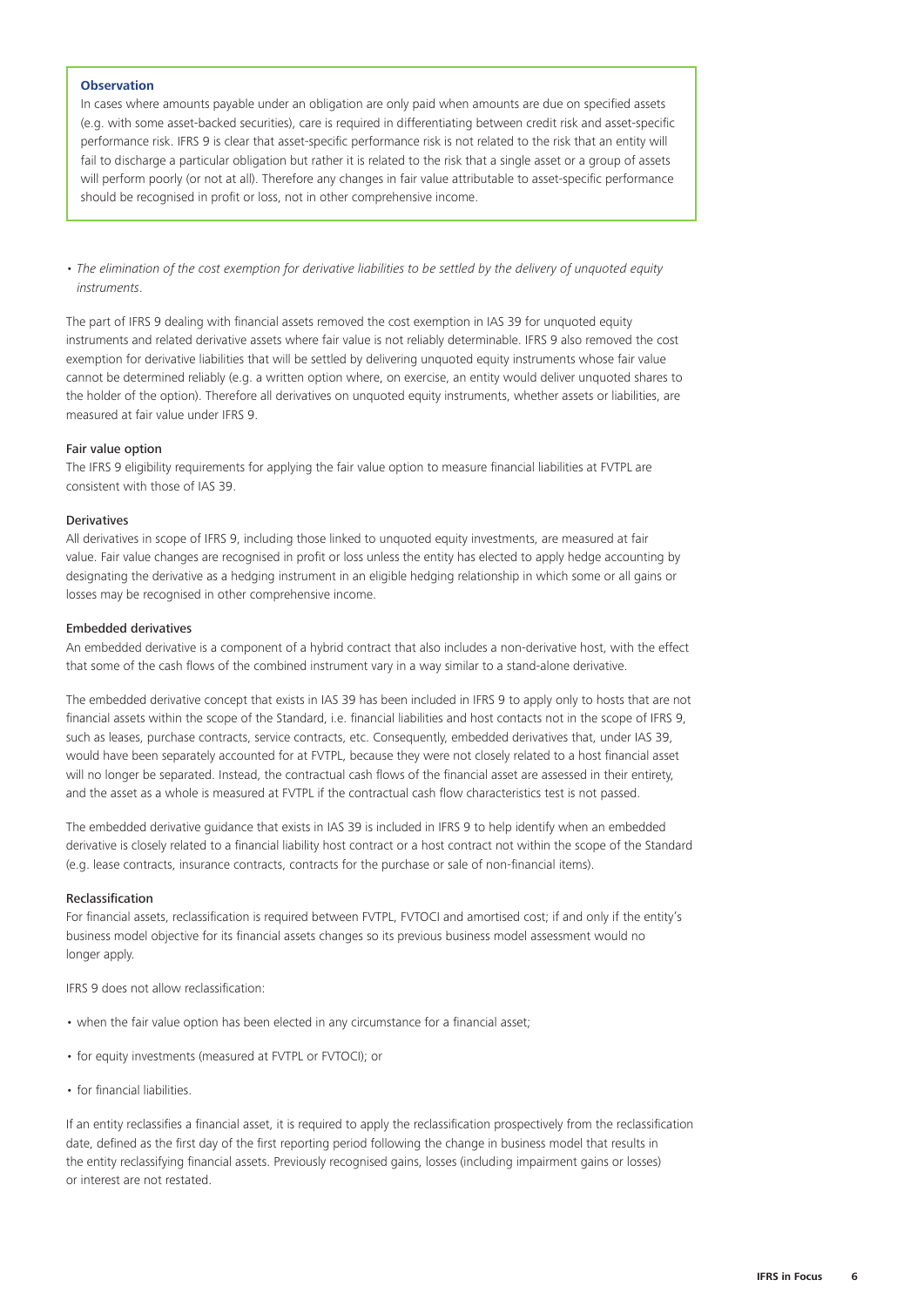**Observation**

In cases where amounts payable under an obligation are only paid when amounts are due on specified assets (e.g. with some asset-backed securities), care is required in differentiating between credit risk and asset-specific performance risk. IFRS 9 is clear that asset-specific performance risk is not related to the risk that an entity will fail to discharge a particular obligation but rather it is related to the risk that a single asset or a group of assets will perform poorly (or not at all). Therefore any changes in fair value attributable to asset-specific performance should be recognised in profit or loss, not in other comprehensive income.

- *The elimination of the cost exemption for derivative liabilities to be settled by the delivery of unquoted equity instruments*.

The part of IFRS 9 dealing with financial assets removed the cost exemption in IAS 39 for unquoted equity instruments and related derivative assets where fair value is not reliably determinable. IFRS 9 also removed the cost exemption for derivative liabilities that will be settled by delivering unquoted equity instruments whose fair value cannot be determined reliably (e.g. a written option where, on exercise, an entity would deliver unquoted shares to the holder of the option). Therefore all derivatives on unquoted equity instruments, whether assets or liabilities, are measured at fair value under IFRS 9.

### Fair value option

The IFRS 9 eligibility requirements for applying the fair value option to measure financial liabilities at FVTPL are consistent with those of IAS 39.

### Derivatives

All derivatives in scope of IFRS 9, including those linked to unquoted equity investments, are measured at fair value. Fair value changes are recognised in profit or loss unless the entity has elected to apply hedge accounting by designating the derivative as a hedging instrument in an eligible hedging relationship in which some or all gains or losses may be recognised in other comprehensive income.

### Embedded derivatives

An embedded derivative is a component of a hybrid contract that also includes a non-derivative host, with the effect that some of the cash flows of the combined instrument vary in a way similar to a stand-alone derivative.

The embedded derivative concept that exists in IAS 39 has been included in IFRS 9 to apply only to hosts that are not financial assets within the scope of the Standard, i.e. financial liabilities and host contacts not in the scope of IFRS 9, such as leases, purchase contracts, service contracts, etc. Consequently, embedded derivatives that, under IAS 39, would have been separately accounted for at FVTPL, because they were not closely related to a host financial asset will no longer be separated. Instead, the contractual cash flows of the financial asset are assessed in their entirety, and the asset as a whole is measured at FVTPL if the contractual cash flow characteristics test is not passed.

The embedded derivative guidance that exists in IAS 39 is included in IFRS 9 to help identify when an embedded derivative is closely related to a financial liability host contract or a host contract not within the scope of the Standard (e.g. lease contracts, insurance contracts, contracts for the purchase or sale of non-financial items).

### Reclassification

For financial assets, reclassification is required between FVTPL, FVTOCI and amortised cost; if and only if the entity's business model objective for its financial assets changes so its previous business model assessment would no longer apply.

IFRS 9 does not allow reclassification:

- when the fair value option has been elected in any circumstance for a financial asset;
- for equity investments (measured at FVTPL or FVTOCI); or
- for financial liabilities.

If an entity reclassifies a financial asset, it is required to apply the reclassification prospectively from the reclassification date, defined as the first day of the first reporting period following the change in business model that results in the entity reclassifying financial assets. Previously recognised gains, losses (including impairment gains or losses) or interest are not restated.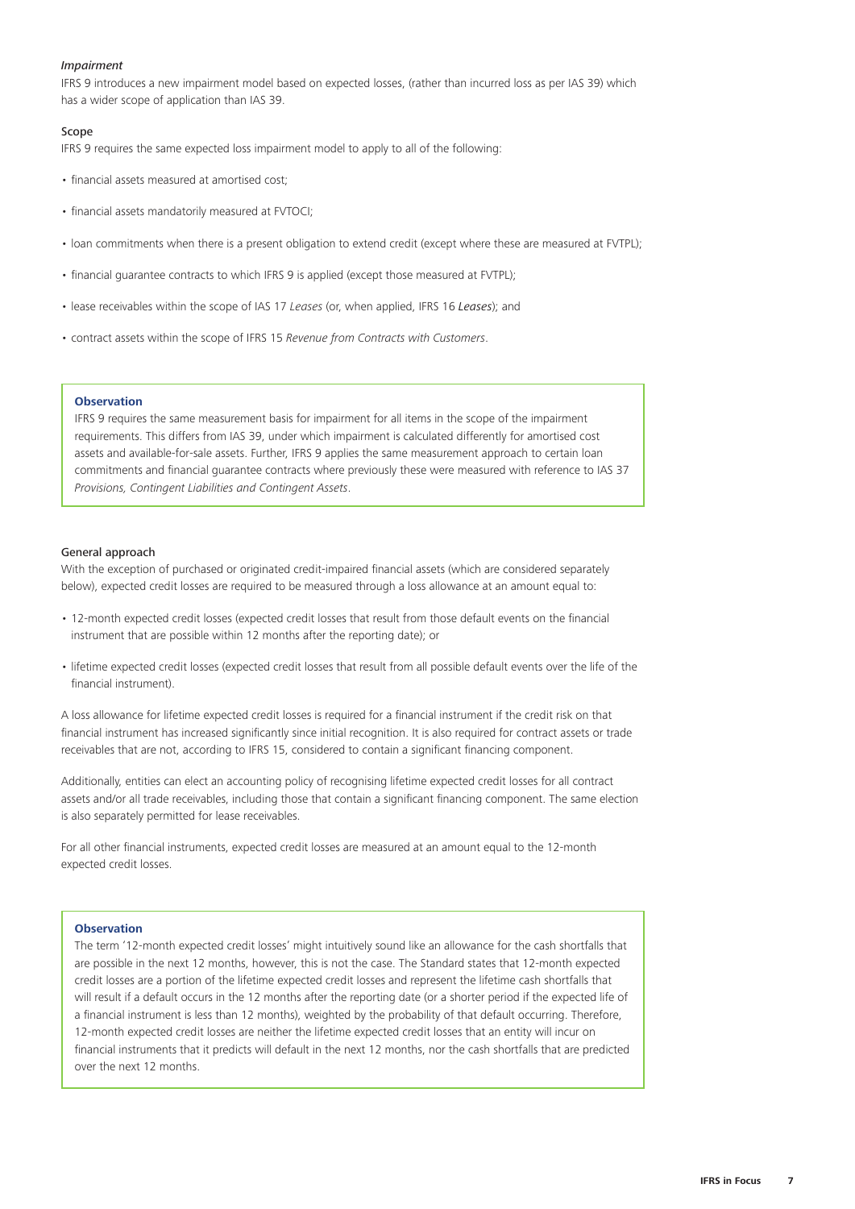*Impairment*

IFRS 9 introduces a new impairment model based on expected losses, (rather than incurred loss as per IAS 39) which has a wider scope of application than IAS 39.

### Scope

IFRS 9 requires the same expected loss impairment model to apply to all of the following:

- financial assets measured at amortised cost;
- financial assets mandatorily measured at FVTOCI;
- loan commitments when there is a present obligation to extend credit (except where these are measured at FVTPL);
- financial guarantee contracts to which IFRS 9 is applied (except those measured at FVTPL);
- lease receivables within the scope of IAS 17 *Leases* (or, when applied, IFRS 16 *Leases*); and
- contract assets within the scope of IFRS 15 *Revenue from Contracts with Customers*.

> **Observation**
>
> IFRS 9 requires the same measurement basis for impairment for all items in the scope of the impairment requirements. This differs from IAS 39, under which impairment is calculated differently for amortised cost assets and available-for-sale assets. Further, IFRS 9 applies the same measurement approach to certain loan commitments and financial guarantee contracts where previously these were measured with reference to IAS 37 *Provisions, Contingent Liabilities and Contingent Assets*.

### General approach

With the exception of purchased or originated credit-impaired financial assets (which are considered separately below), expected credit losses are required to be measured through a loss allowance at an amount equal to:

- 12-month expected credit losses (expected credit losses that result from those default events on the financial instrument that are possible within 12 months after the reporting date); or
- lifetime expected credit losses (expected credit losses that result from all possible default events over the life of the financial instrument).

A loss allowance for lifetime expected credit losses is required for a financial instrument if the credit risk on that financial instrument has increased significantly since initial recognition. It is also required for contract assets or trade receivables that are not, according to IFRS 15, considered to contain a significant financing component.

Additionally, entities can elect an accounting policy of recognising lifetime expected credit losses for all contract assets and/or all trade receivables, including those that contain a significant financing component. The same election is also separately permitted for lease receivables.

For all other financial instruments, expected credit losses are measured at an amount equal to the 12-month expected credit losses.

> **Observation**
>
> The term '12-month expected credit losses' might intuitively sound like an allowance for the cash shortfalls that are possible in the next 12 months, however, this is not the case. The Standard states that 12-month expected credit losses are a portion of the lifetime expected credit losses and represent the lifetime cash shortfalls that will result if a default occurs in the 12 months after the reporting date (or a shorter period if the expected life of a financial instrument is less than 12 months), weighted by the probability of that default occurring. Therefore, 12-month expected credit losses are neither the lifetime expected credit losses that an entity will incur on financial instruments that it predicts will default in the next 12 months, nor the cash shortfalls that are predicted over the next 12 months.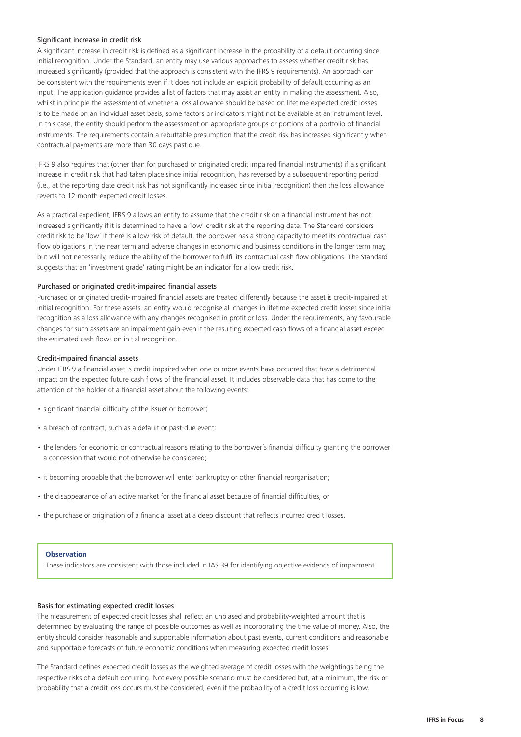### Significant increase in credit risk

A significant increase in credit risk is defined as a significant increase in the probability of a default occurring since initial recognition. Under the Standard, an entity may use various approaches to assess whether credit risk has increased significantly (provided that the approach is consistent with the IFRS 9 requirements). An approach can be consistent with the requirements even if it does not include an explicit probability of default occurring as an input. The application guidance provides a list of factors that may assist an entity in making the assessment. Also, whilst in principle the assessment of whether a loss allowance should be based on lifetime expected credit losses is to be made on an individual asset basis, some factors or indicators might not be available at an instrument level. In this case, the entity should perform the assessment on appropriate groups or portions of a portfolio of financial instruments. The requirements contain a rebuttable presumption that the credit risk has increased significantly when contractual payments are more than 30 days past due.

IFRS 9 also requires that (other than for purchased or originated credit impaired financial instruments) if a significant increase in credit risk that had taken place since initial recognition, has reversed by a subsequent reporting period (i.e., at the reporting date credit risk has not significantly increased since initial recognition) then the loss allowance reverts to 12-month expected credit losses.

As a practical expedient, IFRS 9 allows an entity to assume that the credit risk on a financial instrument has not increased significantly if it is determined to have a 'low' credit risk at the reporting date. The Standard considers credit risk to be 'low' if there is a low risk of default, the borrower has a strong capacity to meet its contractual cash flow obligations in the near term and adverse changes in economic and business conditions in the longer term may, but will not necessarily, reduce the ability of the borrower to fulfil its contractual cash flow obligations. The Standard suggests that an 'investment grade' rating might be an indicator for a low credit risk.

### Purchased or originated credit-impaired financial assets

Purchased or originated credit-impaired financial assets are treated differently because the asset is credit-impaired at initial recognition. For these assets, an entity would recognise all changes in lifetime expected credit losses since initial recognition as a loss allowance with any changes recognised in profit or loss. Under the requirements, any favourable changes for such assets are an impairment gain even if the resulting expected cash flows of a financial asset exceed the estimated cash flows on initial recognition.

### Credit-impaired financial assets

Under IFRS 9 a financial asset is credit-impaired when one or more events have occurred that have a detrimental impact on the expected future cash flows of the financial asset. It includes observable data that has come to the attention of the holder of a financial asset about the following events:

- significant financial difficulty of the issuer or borrower;
- a breach of contract, such as a default or past-due event;
- the lenders for economic or contractual reasons relating to the borrower's financial difficulty granting the borrower a concession that would not otherwise be considered;
- it becoming probable that the borrower will enter bankruptcy or other financial reorganisation;
- the disappearance of an active market for the financial asset because of financial difficulties; or
- the purchase or origination of a financial asset at a deep discount that reflects incurred credit losses.

> **Observation**
>
> These indicators are consistent with those included in IAS 39 for identifying objective evidence of impairment.

### Basis for estimating expected credit losses

The measurement of expected credit losses shall reflect an unbiased and probability-weighted amount that is determined by evaluating the range of possible outcomes as well as incorporating the time value of money. Also, the entity should consider reasonable and supportable information about past events, current conditions and reasonable and supportable forecasts of future economic conditions when measuring expected credit losses.

The Standard defines expected credit losses as the weighted average of credit losses with the weightings being the respective risks of a default occurring. Not every possible scenario must be considered but, at a minimum, the risk or probability that a credit loss occurs must be considered, even if the probability of a credit loss occurring is low.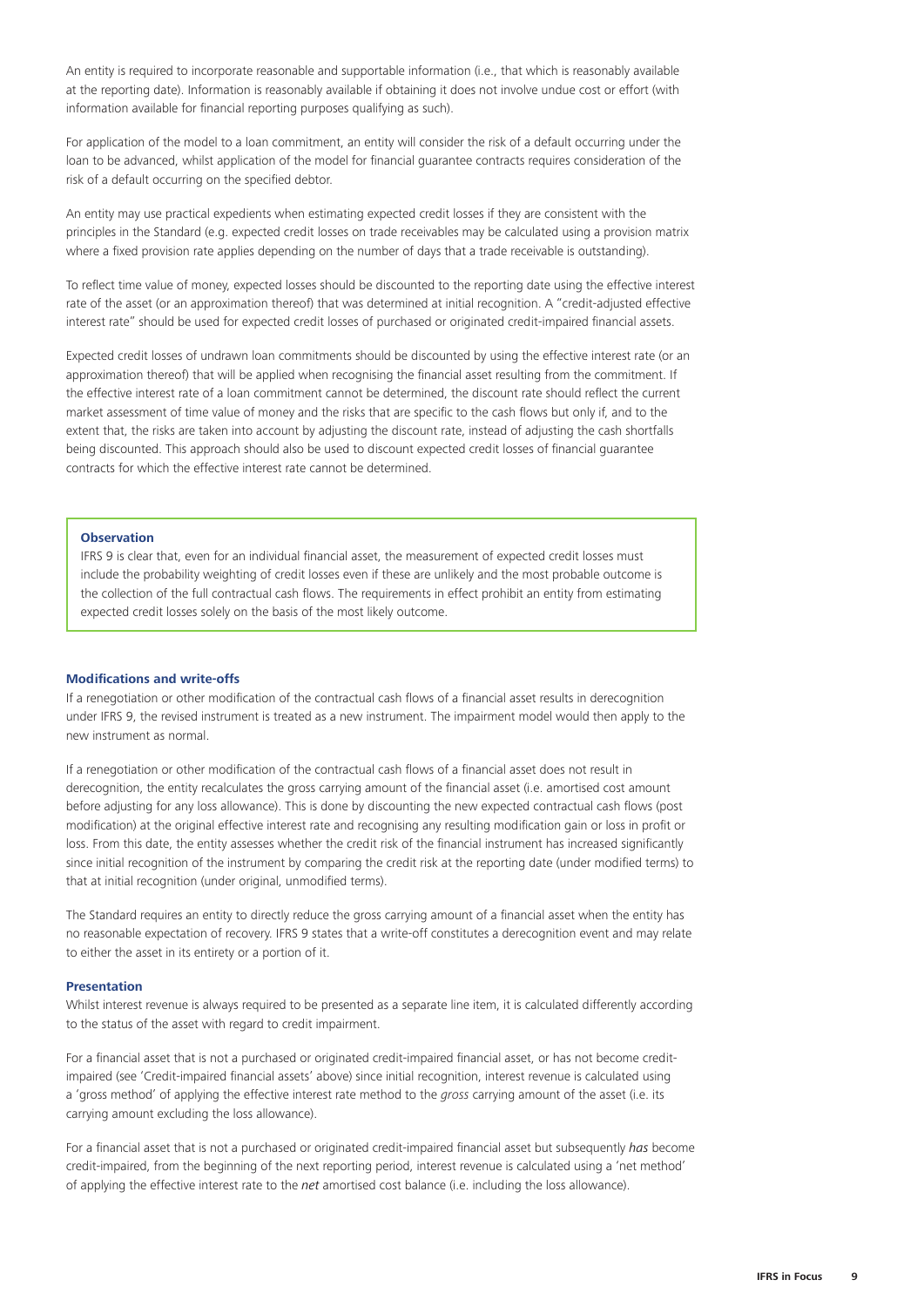An entity is required to incorporate reasonable and supportable information (i.e., that which is reasonably available at the reporting date). Information is reasonably available if obtaining it does not involve undue cost or effort (with information available for financial reporting purposes qualifying as such).

For application of the model to a loan commitment, an entity will consider the risk of a default occurring under the loan to be advanced, whilst application of the model for financial guarantee contracts requires consideration of the risk of a default occurring on the specified debtor.

An entity may use practical expedients when estimating expected credit losses if they are consistent with the principles in the Standard (e.g. expected credit losses on trade receivables may be calculated using a provision matrix where a fixed provision rate applies depending on the number of days that a trade receivable is outstanding).

To reflect time value of money, expected losses should be discounted to the reporting date using the effective interest rate of the asset (or an approximation thereof) that was determined at initial recognition. A "credit-adjusted effective interest rate" should be used for expected credit losses of purchased or originated credit-impaired financial assets.

Expected credit losses of undrawn loan commitments should be discounted by using the effective interest rate (or an approximation thereof) that will be applied when recognising the financial asset resulting from the commitment. If the effective interest rate of a loan commitment cannot be determined, the discount rate should reflect the current market assessment of time value of money and the risks that are specific to the cash flows but only if, and to the extent that, the risks are taken into account by adjusting the discount rate, instead of adjusting the cash shortfalls being discounted. This approach should also be used to discount expected credit losses of financial guarantee contracts for which the effective interest rate cannot be determined.

> **Observation**
>
> IFRS 9 is clear that, even for an individual financial asset, the measurement of expected credit losses must include the probability weighting of credit losses even if these are unlikely and the most probable outcome is the collection of the full contractual cash flows. The requirements in effect prohibit an entity from estimating expected credit losses solely on the basis of the most likely outcome.

### Modifications and write-offs

If a renegotiation or other modification of the contractual cash flows of a financial asset results in derecognition under IFRS 9, the revised instrument is treated as a new instrument. The impairment model would then apply to the new instrument as normal.

If a renegotiation or other modification of the contractual cash flows of a financial asset does not result in derecognition, the entity recalculates the gross carrying amount of the financial asset (i.e. amortised cost amount before adjusting for any loss allowance). This is done by discounting the new expected contractual cash flows (post modification) at the original effective interest rate and recognising any resulting modification gain or loss in profit or loss. From this date, the entity assesses whether the credit risk of the financial instrument has increased significantly since initial recognition of the instrument by comparing the credit risk at the reporting date (under modified terms) to that at initial recognition (under original, unmodified terms).

The Standard requires an entity to directly reduce the gross carrying amount of a financial asset when the entity has no reasonable expectation of recovery. IFRS 9 states that a write-off constitutes a derecognition event and may relate to either the asset in its entirety or a portion of it.

### Presentation

Whilst interest revenue is always required to be presented as a separate line item, it is calculated differently according to the status of the asset with regard to credit impairment.

For a financial asset that is not a purchased or originated credit-impaired financial asset, or has not become credit-impaired (see 'Credit-impaired financial assets' above) since initial recognition, interest revenue is calculated using a 'gross method' of applying the effective interest rate method to the *gross* carrying amount of the asset (i.e. its carrying amount excluding the loss allowance).

For a financial asset that is not a purchased or originated credit-impaired financial asset but subsequently *has* become credit-impaired, from the beginning of the next reporting period, interest revenue is calculated using a 'net method' of applying the effective interest rate to the *net* amortised cost balance (i.e. including the loss allowance).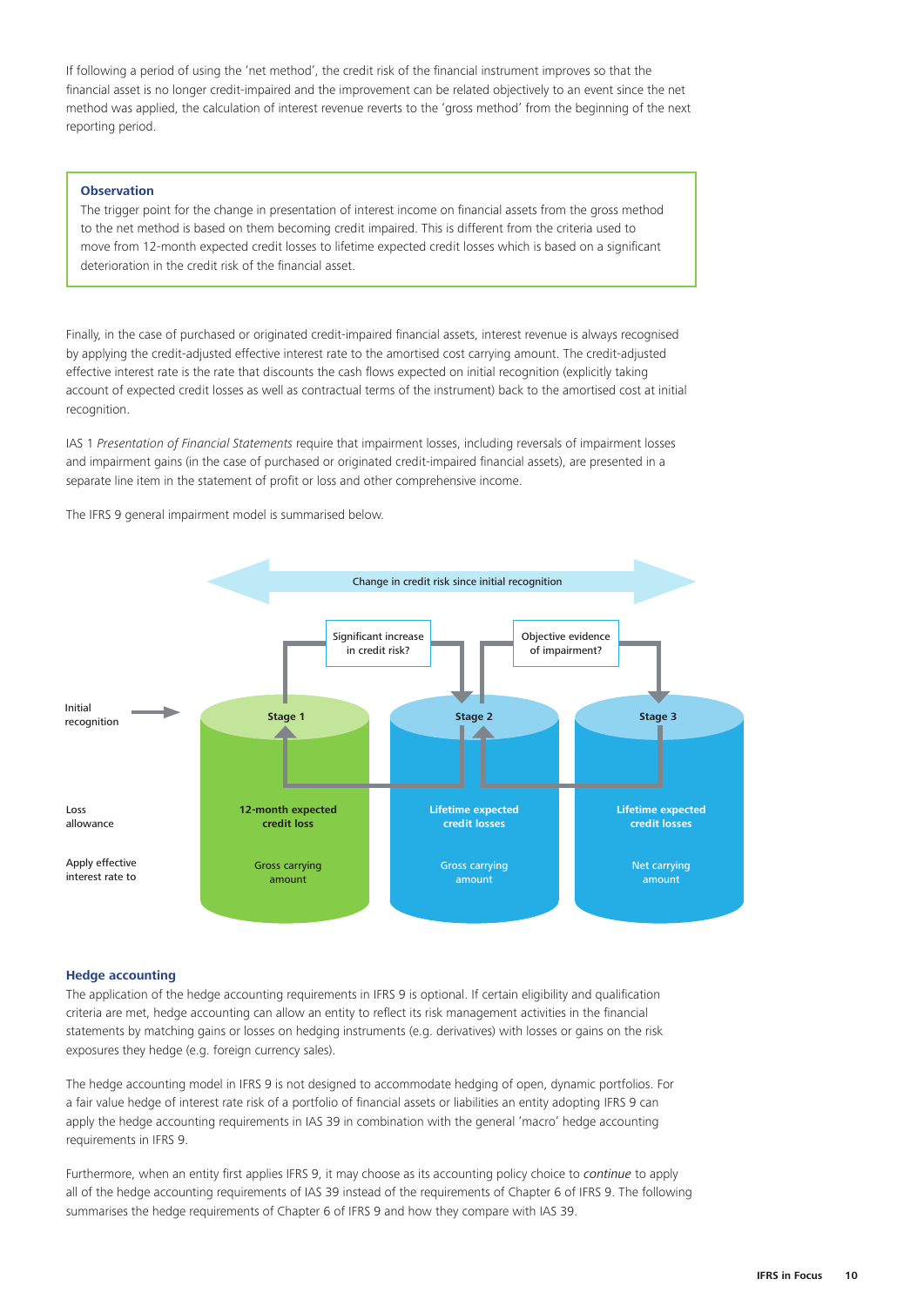If following a period of using the 'net method', the credit risk of the financial instrument improves so that the financial asset is no longer credit-impaired and the improvement can be related objectively to an event since the net method was applied, the calculation of interest revenue reverts to the 'gross method' from the beginning of the next reporting period.

> **Observation**
>
> The trigger point for the change in presentation of interest income on financial assets from the gross method to the net method is based on them becoming credit impaired. This is different from the criteria used to move from 12-month expected credit losses to lifetime expected credit losses which is based on a significant deterioration in the credit risk of the financial asset.

Finally, in the case of purchased or originated credit-impaired financial assets, interest revenue is always recognised by applying the credit-adjusted effective interest rate to the amortised cost carrying amount. The credit-adjusted effective interest rate is the rate that discounts the cash flows expected on initial recognition (explicitly taking account of expected credit losses as well as contractual terms of the instrument) back to the amortised cost at initial recognition.

IAS 1 *Presentation of Financial Statements* require that impairment losses, including reversals of impairment losses and impairment gains (in the case of purchased or originated credit-impaired financial assets), are presented in a separate line item in the statement of profit or loss and other comprehensive income.

The IFRS 9 general impairment model is summarised below.

Change in credit risk since initial recognition

Significant increase in credit risk? — Objective evidence of impairment?

| | Stage 1 | Stage 2 | Stage 3 |
|---|---|---|---|
| Initial recognition | → Stage 1 | | |
| Loss allowance | 12-month expected credit loss | Lifetime expected credit losses | Lifetime expected credit losses |
| Apply effective interest rate to | Gross carrying amount | Gross carrying amount | Net carrying amount |

## Hedge accounting

The application of the hedge accounting requirements in IFRS 9 is optional. If certain eligibility and qualification criteria are met, hedge accounting can allow an entity to reflect its risk management activities in the financial statements by matching gains or losses on hedging instruments (e.g. derivatives) with losses or gains on the risk exposures they hedge (e.g. foreign currency sales).

The hedge accounting model in IFRS 9 is not designed to accommodate hedging of open, dynamic portfolios. For a fair value hedge of interest rate risk of a portfolio of financial assets or liabilities an entity adopting IFRS 9 can apply the hedge accounting requirements in IAS 39 in combination with the general 'macro' hedge accounting requirements in IFRS 9.

Furthermore, when an entity first applies IFRS 9, it may choose as its accounting policy choice to *continue* to apply all of the hedge accounting requirements of IAS 39 instead of the requirements of Chapter 6 of IFRS 9. The following summarises the hedge requirements of Chapter 6 of IFRS 9 and how they compare with IAS 39.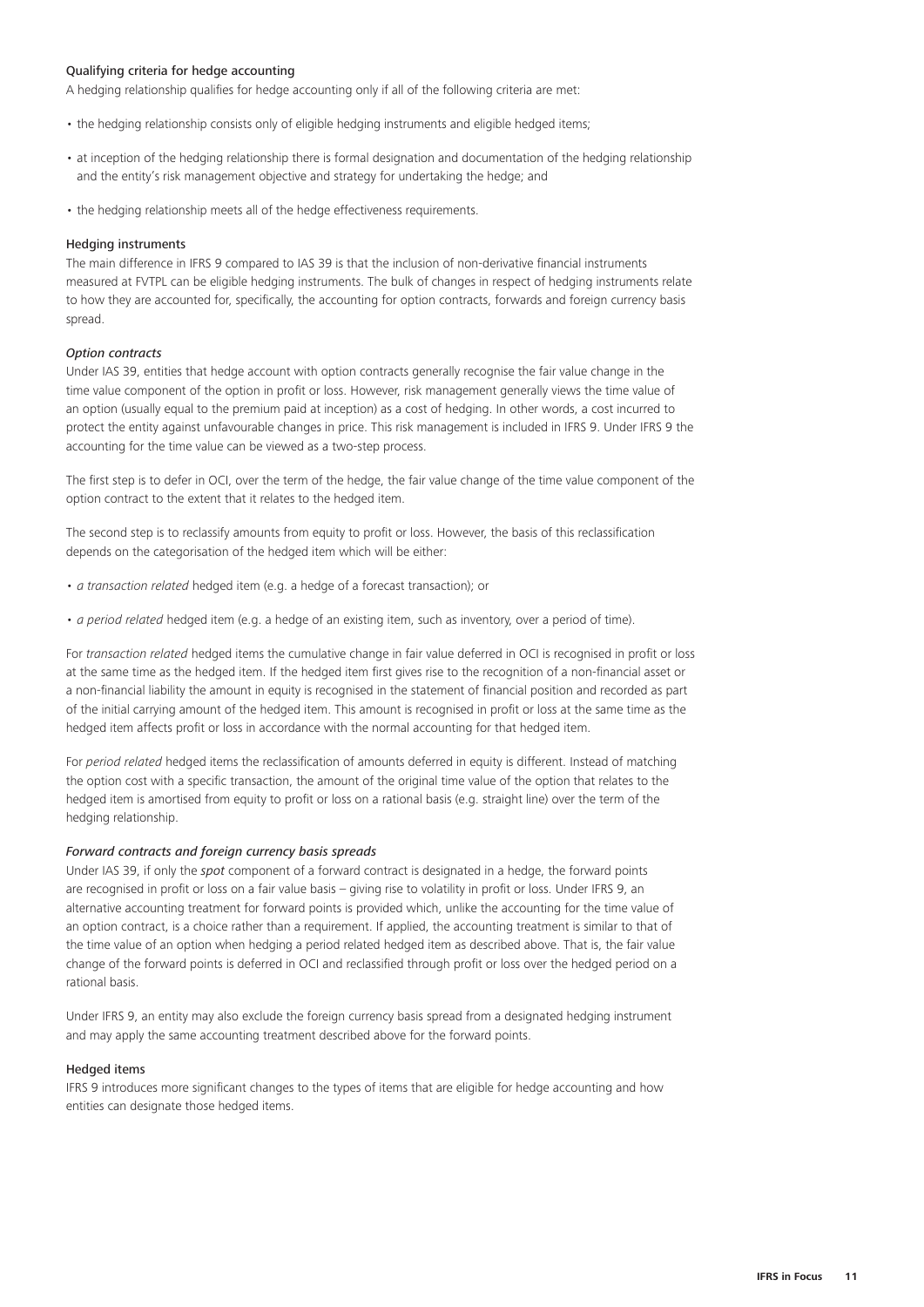### Qualifying criteria for hedge accounting

A hedging relationship qualifies for hedge accounting only if all of the following criteria are met:

- the hedging relationship consists only of eligible hedging instruments and eligible hedged items;
- at inception of the hedging relationship there is formal designation and documentation of the hedging relationship and the entity's risk management objective and strategy for undertaking the hedge; and
- the hedging relationship meets all of the hedge effectiveness requirements.

### Hedging instruments

The main difference in IFRS 9 compared to IAS 39 is that the inclusion of non-derivative financial instruments measured at FVTPL can be eligible hedging instruments. The bulk of changes in respect of hedging instruments relate to how they are accounted for, specifically, the accounting for option contracts, forwards and foreign currency basis spread.

#### *Option contracts*

Under IAS 39, entities that hedge account with option contracts generally recognise the fair value change in the time value component of the option in profit or loss. However, risk management generally views the time value of an option (usually equal to the premium paid at inception) as a cost of hedging. In other words, a cost incurred to protect the entity against unfavourable changes in price. This risk management is included in IFRS 9. Under IFRS 9 the accounting for the time value can be viewed as a two-step process.

The first step is to defer in OCI, over the term of the hedge, the fair value change of the time value component of the option contract to the extent that it relates to the hedged item.

The second step is to reclassify amounts from equity to profit or loss. However, the basis of this reclassification depends on the categorisation of the hedged item which will be either:

- *a transaction related* hedged item (e.g. a hedge of a forecast transaction); or
- *a period related* hedged item (e.g. a hedge of an existing item, such as inventory, over a period of time).

For *transaction related* hedged items the cumulative change in fair value deferred in OCI is recognised in profit or loss at the same time as the hedged item. If the hedged item first gives rise to the recognition of a non-financial asset or a non-financial liability the amount in equity is recognised in the statement of financial position and recorded as part of the initial carrying amount of the hedged item. This amount is recognised in profit or loss at the same time as the hedged item affects profit or loss in accordance with the normal accounting for that hedged item.

For *period related* hedged items the reclassification of amounts deferred in equity is different. Instead of matching the option cost with a specific transaction, the amount of the original time value of the option that relates to the hedged item is amortised from equity to profit or loss on a rational basis (e.g. straight line) over the term of the hedging relationship.

#### *Forward contracts and foreign currency basis spreads*

Under IAS 39, if only the ***spot*** component of a forward contract is designated in a hedge, the forward points are recognised in profit or loss on a fair value basis – giving rise to volatility in profit or loss. Under IFRS 9, an alternative accounting treatment for forward points is provided which, unlike the accounting for the time value of an option contract, is a choice rather than a requirement. If applied, the accounting treatment is similar to that of the time value of an option when hedging a period related hedged item as described above. That is, the fair value change of the forward points is deferred in OCI and reclassified through profit or loss over the hedged period on a rational basis.

Under IFRS 9, an entity may also exclude the foreign currency basis spread from a designated hedging instrument and may apply the same accounting treatment described above for the forward points.

### Hedged items

IFRS 9 introduces more significant changes to the types of items that are eligible for hedge accounting and how entities can designate those hedged items.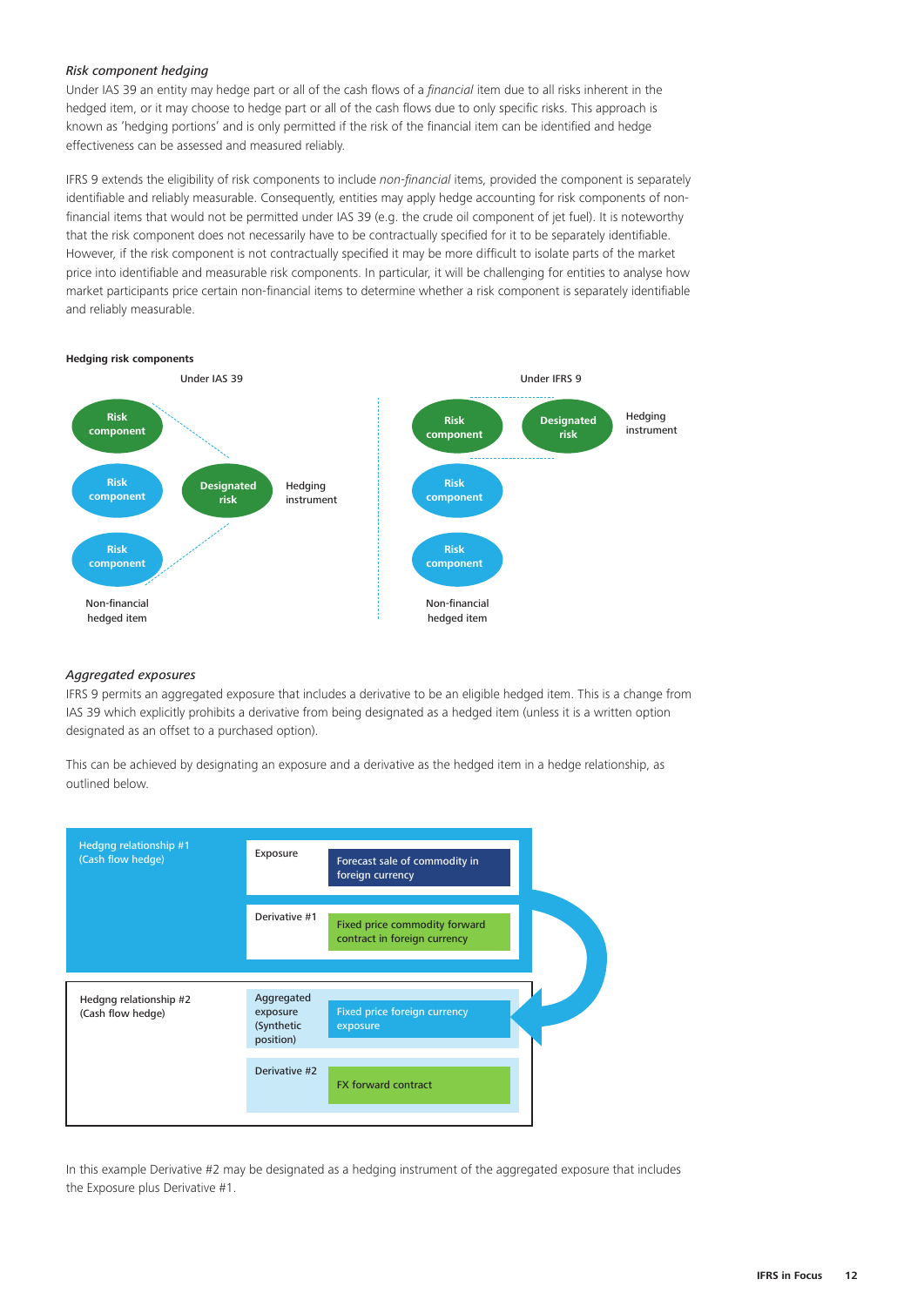*Risk component hedging*

Under IAS 39 an entity may hedge part or all of the cash flows of a *financial* item due to all risks inherent in the hedged item, or it may choose to hedge part or all of the cash flows due to only specific risks. This approach is known as 'hedging portions' and is only permitted if the risk of the financial item can be identified and hedge effectiveness can be assessed and measured reliably.

IFRS 9 extends the eligibility of risk components to include *non-financial* items, provided the component is separately identifiable and reliably measurable. Consequently, entities may apply hedge accounting for risk components of non-financial items that would not be permitted under IAS 39 (e.g. the crude oil component of jet fuel). It is noteworthy that the risk component does not necessarily have to be contractually specified for it to be separately identifiable. However, if the risk component is not contractually specified it may be more difficult to isolate parts of the market price into identifiable and measurable risk components. In particular, it will be challenging for entities to analyse how market participants price certain non-financial items to determine whether a risk component is separately identifiable and reliably measurable.

**Hedging risk components**

Under IAS 39

Risk component

Risk component

Risk component

Non-financial hedged item

Designated risk

Hedging instrument

Under IFRS 9

Risk component

Designated risk

Hedging instrument

Risk component

Risk component

Non-financial hedged item

*Aggregated exposures*

IFRS 9 permits an aggregated exposure that includes a derivative to be an eligible hedged item. This is a change from IAS 39 which explicitly prohibits a derivative from being designated as a hedged item (unless it is a written option designated as an offset to a purchased option).

This can be achieved by designating an exposure and a derivative as the hedged item in a hedge relationship, as outlined below.

| | | |
|---|---|---|
| Hedgng relationship #1 (Cash flow hedge) | Exposure | Forecast sale of commodity in foreign currency |
| | Derivative #1 | Fixed price commodity forward contract in foreign currency |
| Hedgng relationship #2 (Cash flow hedge) | Aggregated exposure (Synthetic position) | Fixed price foreign currency exposure |
| | Derivative #2 | FX forward contract |

In this example Derivative #2 may be designated as a hedging instrument of the aggregated exposure that includes the Exposure plus Derivative #1.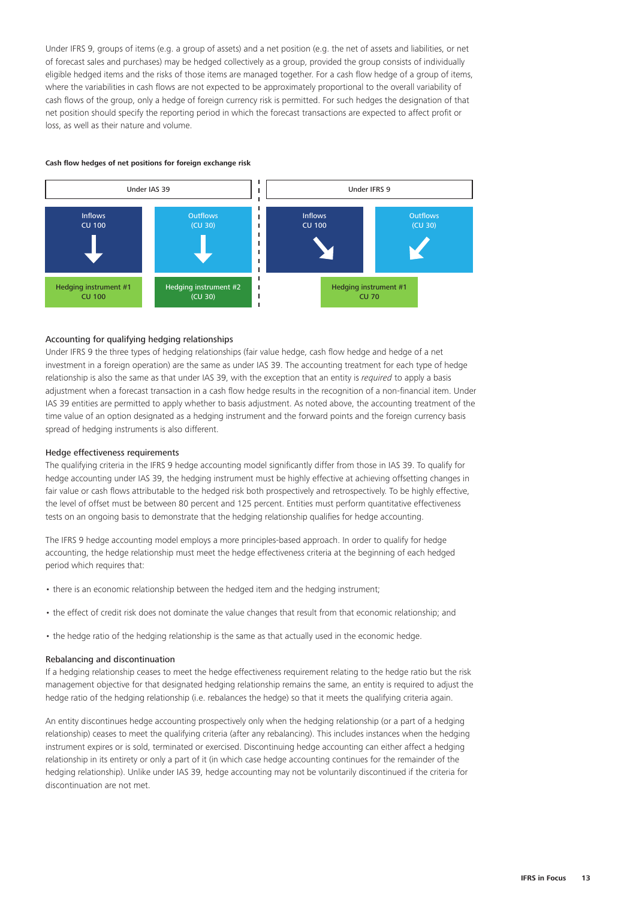Under IFRS 9, groups of items (e.g. a group of assets) and a net position (e.g. the net of assets and liabilities, or net of forecast sales and purchases) may be hedged collectively as a group, provided the group consists of individually eligible hedged items and the risks of those items are managed together. For a cash flow hedge of a group of items, where the variabilities in cash flows are not expected to be approximately proportional to the overall variability of cash flows of the group, only a hedge of foreign currency risk is permitted. For such hedges the designation of that net position should specify the reporting period in which the forecast transactions are expected to affect profit or loss, as well as their nature and volume.

**Cash flow hedges of net positions for foreign exchange risk**

| Under IAS 39 | | Under IFRS 9 | |
|---|---|---|---|
| Inflows CU 100 | Outflows (CU 30) | Inflows CU 100 | Outflows (CU 30) |
| Hedging instrument #1 CU 100 | Hedging instrument #2 (CU 30) | Hedging instrument #1 CU 70 | |

### Accounting for qualifying hedging relationships

Under IFRS 9 the three types of hedging relationships (fair value hedge, cash flow hedge and hedge of a net investment in a foreign operation) are the same as under IAS 39. The accounting treatment for each type of hedge relationship is also the same as that under IAS 39, with the exception that an entity is *required* to apply a basis adjustment when a forecast transaction in a cash flow hedge results in the recognition of a non-financial item. Under IAS 39 entities are permitted to apply whether to basis adjustment. As noted above, the accounting treatment of the time value of an option designated as a hedging instrument and the forward points and the foreign currency basis spread of hedging instruments is also different.

### Hedge effectiveness requirements

The qualifying criteria in the IFRS 9 hedge accounting model significantly differ from those in IAS 39. To qualify for hedge accounting under IAS 39, the hedging instrument must be highly effective at achieving offsetting changes in fair value or cash flows attributable to the hedged risk both prospectively and retrospectively. To be highly effective, the level of offset must be between 80 percent and 125 percent. Entities must perform quantitative effectiveness tests on an ongoing basis to demonstrate that the hedging relationship qualifies for hedge accounting.

The IFRS 9 hedge accounting model employs a more principles-based approach. In order to qualify for hedge accounting, the hedge relationship must meet the hedge effectiveness criteria at the beginning of each hedged period which requires that:

- there is an economic relationship between the hedged item and the hedging instrument;
- the effect of credit risk does not dominate the value changes that result from that economic relationship; and
- the hedge ratio of the hedging relationship is the same as that actually used in the economic hedge.

### Rebalancing and discontinuation

If a hedging relationship ceases to meet the hedge effectiveness requirement relating to the hedge ratio but the risk management objective for that designated hedging relationship remains the same, an entity is required to adjust the hedge ratio of the hedging relationship (i.e. rebalances the hedge) so that it meets the qualifying criteria again.

An entity discontinues hedge accounting prospectively only when the hedging relationship (or a part of a hedging relationship) ceases to meet the qualifying criteria (after any rebalancing). This includes instances when the hedging instrument expires or is sold, terminated or exercised. Discontinuing hedge accounting can either affect a hedging relationship in its entirety or only a part of it (in which case hedge accounting continues for the remainder of the hedging relationship). Unlike under IAS 39, hedge accounting may not be voluntarily discontinued if the criteria for discontinuation are not met.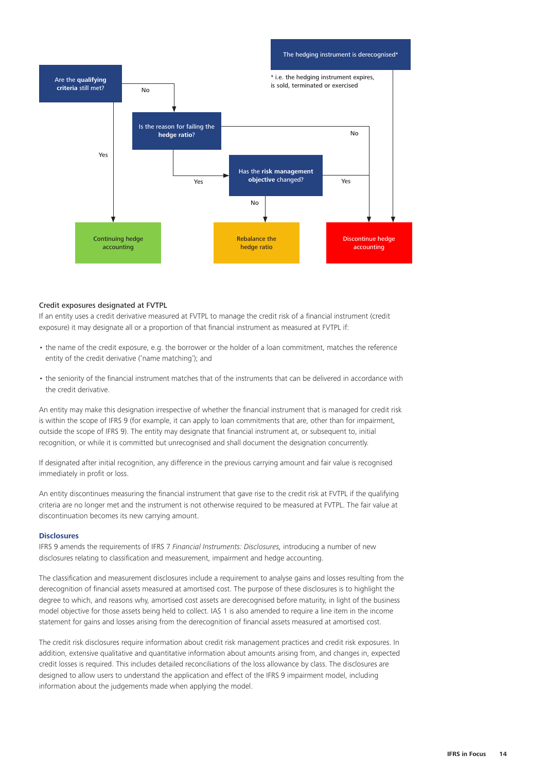The hedging instrument is derecognised*

* i.e. the hedging instrument expires, is sold, terminated or exercised

Are the **qualifying criteria** still met?

- Yes → Continuing hedge accounting
- No → Is the reason for failing the **hedge ratio**?
  - No → Discontinue hedge accounting
  - Yes → Has the **risk management objective** changed?
    - Yes → Discontinue hedge accounting
    - No → Rebalance the hedge ratio

The hedging instrument is derecognised* → Discontinue hedge accounting

### Credit exposures designated at FVTPL

If an entity uses a credit derivative measured at FVTPL to manage the credit risk of a financial instrument (credit exposure) it may designate all or a proportion of that financial instrument as measured at FVTPL if:

- the name of the credit exposure, e.g. the borrower or the holder of a loan commitment, matches the reference entity of the credit derivative ('name matching'); and
- the seniority of the financial instrument matches that of the instruments that can be delivered in accordance with the credit derivative.

An entity may make this designation irrespective of whether the financial instrument that is managed for credit risk is within the scope of IFRS 9 (for example, it can apply to loan commitments that are, other than for impairment, outside the scope of IFRS 9). The entity may designate that financial instrument at, or subsequent to, initial recognition, or while it is committed but unrecognised and shall document the designation concurrently.

If designated after initial recognition, any difference in the previous carrying amount and fair value is recognised immediately in profit or loss.

An entity discontinues measuring the financial instrument that gave rise to the credit risk at FVTPL if the qualifying criteria are no longer met and the instrument is not otherwise required to be measured at FVTPL. The fair value at discontinuation becomes its new carrying amount.

## Disclosures

IFRS 9 amends the requirements of IFRS 7 *Financial Instruments: Disclosures,* introducing a number of new disclosures relating to classification and measurement, impairment and hedge accounting.

The classification and measurement disclosures include a requirement to analyse gains and losses resulting from the derecognition of financial assets measured at amortised cost. The purpose of these disclosures is to highlight the degree to which, and reasons why, amortised cost assets are derecognised before maturity, in light of the business model objective for those assets being held to collect. IAS 1 is also amended to require a line item in the income statement for gains and losses arising from the derecognition of financial assets measured at amortised cost.

The credit risk disclosures require information about credit risk management practices and credit risk exposures. In addition, extensive qualitative and quantitative information about amounts arising from, and changes in, expected credit losses is required. This includes detailed reconciliations of the loss allowance by class. The disclosures are designed to allow users to understand the application and effect of the IFRS 9 impairment model, including information about the judgements made when applying the model.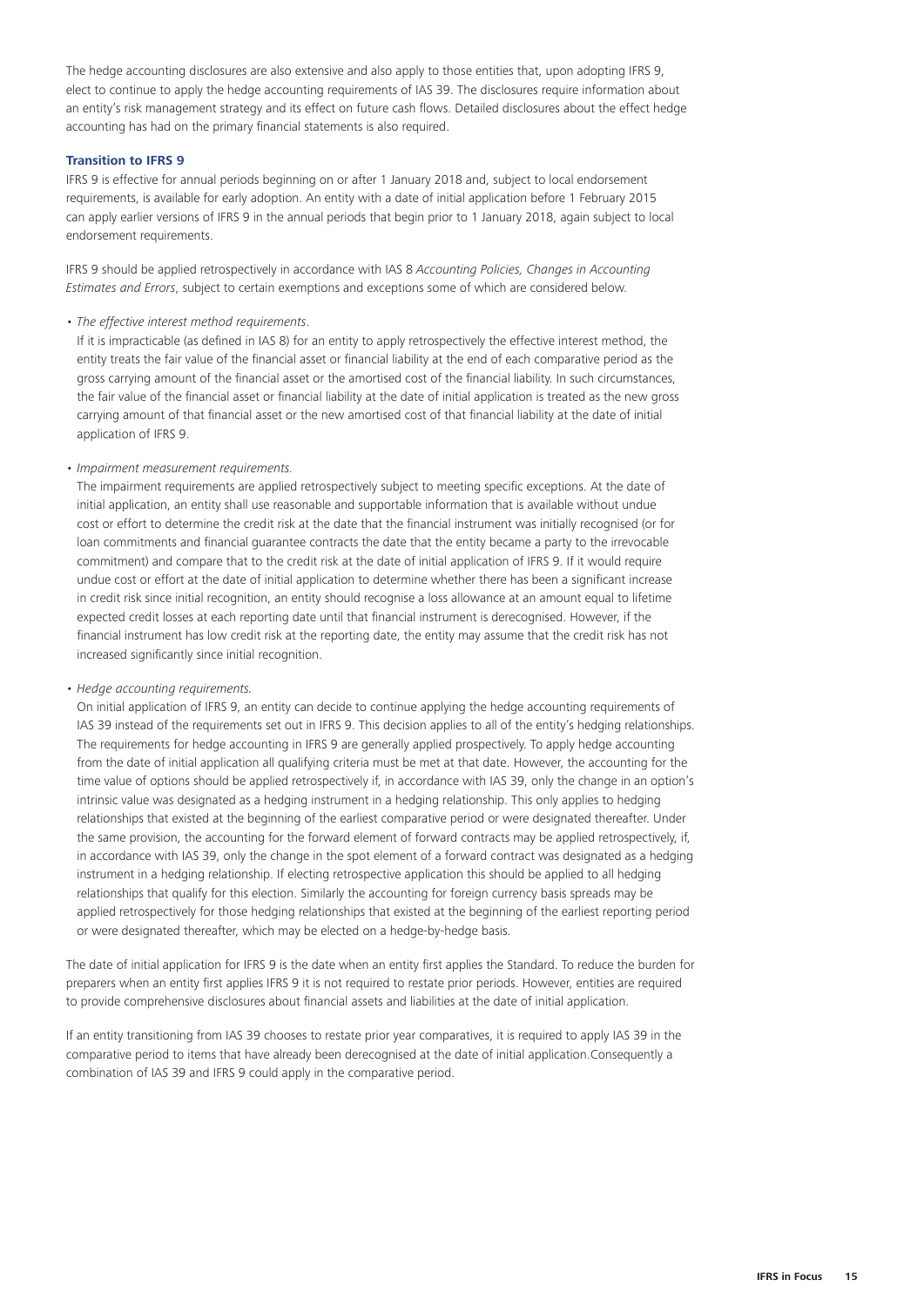The hedge accounting disclosures are also extensive and also apply to those entities that, upon adopting IFRS 9, elect to continue to apply the hedge accounting requirements of IAS 39. The disclosures require information about an entity's risk management strategy and its effect on future cash flows. Detailed disclosures about the effect hedge accounting has had on the primary financial statements is also required.

**Transition to IFRS 9**

IFRS 9 is effective for annual periods beginning on or after 1 January 2018 and, subject to local endorsement requirements, is available for early adoption. An entity with a date of initial application before 1 February 2015 can apply earlier versions of IFRS 9 in the annual periods that begin prior to 1 January 2018, again subject to local endorsement requirements.

IFRS 9 should be applied retrospectively in accordance with IAS 8 *Accounting Policies, Changes in Accounting Estimates and Errors*, subject to certain exemptions and exceptions some of which are considered below.

- *The effective interest method requirements*.
  If it is impracticable (as defined in IAS 8) for an entity to apply retrospectively the effective interest method, the entity treats the fair value of the financial asset or financial liability at the end of each comparative period as the gross carrying amount of the financial asset or the amortised cost of the financial liability. In such circumstances, the fair value of the financial asset or financial liability at the date of initial application is treated as the new gross carrying amount of that financial asset or the new amortised cost of that financial liability at the date of initial application of IFRS 9.

- *Impairment measurement requirements.*
  The impairment requirements are applied retrospectively subject to meeting specific exceptions. At the date of initial application, an entity shall use reasonable and supportable information that is available without undue cost or effort to determine the credit risk at the date that the financial instrument was initially recognised (or for loan commitments and financial guarantee contracts the date that the entity became a party to the irrevocable commitment) and compare that to the credit risk at the date of initial application of IFRS 9. If it would require undue cost or effort at the date of initial application to determine whether there has been a significant increase in credit risk since initial recognition, an entity should recognise a loss allowance at an amount equal to lifetime expected credit losses at each reporting date until that financial instrument is derecognised. However, if the financial instrument has low credit risk at the reporting date, the entity may assume that the credit risk has not increased significantly since initial recognition.

- *Hedge accounting requirements.*
  On initial application of IFRS 9, an entity can decide to continue applying the hedge accounting requirements of IAS 39 instead of the requirements set out in IFRS 9. This decision applies to all of the entity's hedging relationships. The requirements for hedge accounting in IFRS 9 are generally applied prospectively. To apply hedge accounting from the date of initial application all qualifying criteria must be met at that date. However, the accounting for the time value of options should be applied retrospectively if, in accordance with IAS 39, only the change in an option's intrinsic value was designated as a hedging instrument in a hedging relationship. This only applies to hedging relationships that existed at the beginning of the earliest comparative period or were designated thereafter. Under the same provision, the accounting for the forward element of forward contracts may be applied retrospectively, if, in accordance with IAS 39, only the change in the spot element of a forward contract was designated as a hedging instrument in a hedging relationship. If electing retrospective application this should be applied to all hedging relationships that qualify for this election. Similarly the accounting for foreign currency basis spreads may be applied retrospectively for those hedging relationships that existed at the beginning of the earliest reporting period or were designated thereafter, which may be elected on a hedge-by-hedge basis.

The date of initial application for IFRS 9 is the date when an entity first applies the Standard. To reduce the burden for preparers when an entity first applies IFRS 9 it is not required to restate prior periods. However, entities are required to provide comprehensive disclosures about financial assets and liabilities at the date of initial application.

If an entity transitioning from IAS 39 chooses to restate prior year comparatives, it is required to apply IAS 39 in the comparative period to items that have already been derecognised at the date of initial application.Consequently a combination of IAS 39 and IFRS 9 could apply in the comparative period.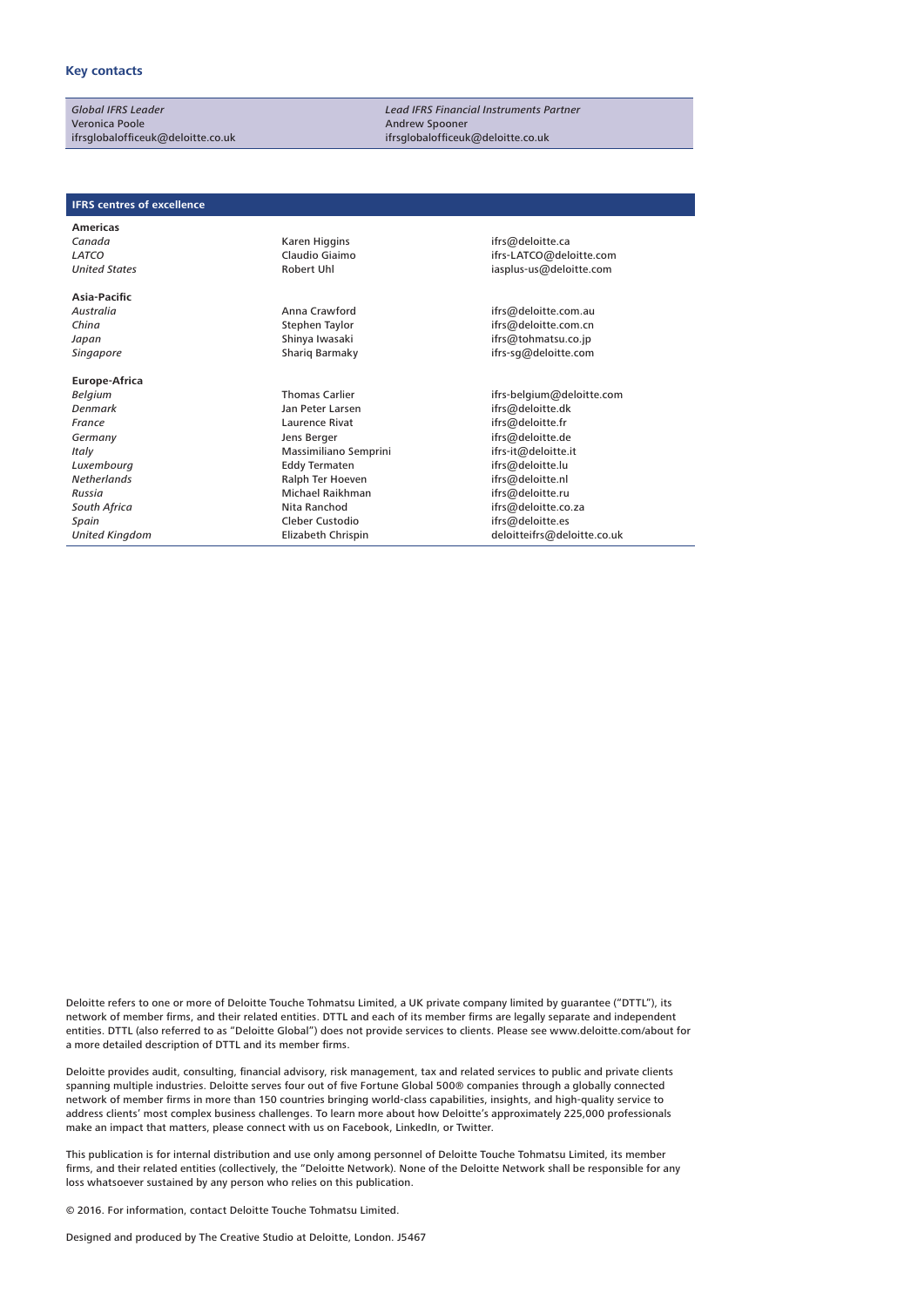### Key contacts

| | |
|---|---|
| *Global IFRS Leader*<br>Veronica Poole<br>ifrsglobalofficeuk@deloitte.co.uk | *Lead IFRS Financial Instruments Partner*<br>Andrew Spooner<br>ifrsglobalofficeuk@deloitte.co.uk |

**IFRS centres of excellence**

| | | |
|---|---|---|
| **Americas** | | |
| *Canada* | Karen Higgins | ifrs@deloitte.ca |
| *LATCO* | Claudio Giaimo | ifrs-LATCO@deloitte.com |
| *United States* | Robert Uhl | iasplus-us@deloitte.com |
| **Asia-Pacific** | | |
| *Australia* | Anna Crawford | ifrs@deloitte.com.au |
| *China* | Stephen Taylor | ifrs@deloitte.com.cn |
| *Japan* | Shinya Iwasaki | ifrs@tohmatsu.co.jp |
| *Singapore* | Shariq Barmaky | ifrs-sg@deloitte.com |
| **Europe-Africa** | | |
| *Belgium* | Thomas Carlier | ifrs-belgium@deloitte.com |
| *Denmark* | Jan Peter Larsen | ifrs@deloitte.dk |
| *France* | Laurence Rivat | ifrs@deloitte.fr |
| *Germany* | Jens Berger | ifrs@deloitte.de |
| *Italy* | Massimiliano Semprini | ifrs-it@deloitte.it |
| *Luxembourg* | Eddy Termaten | ifrs@deloitte.lu |
| *Netherlands* | Ralph Ter Hoeven | ifrs@deloitte.nl |
| *Russia* | Michael Raikhman | ifrs@deloitte.ru |
| *South Africa* | Nita Ranchod | ifrs@deloitte.co.za |
| *Spain* | Cleber Custodio | ifrs@deloitte.es |
| *United Kingdom* | Elizabeth Chrispin | deloitteifrs@deloitte.co.uk |

Deloitte refers to one or more of Deloitte Touche Tohmatsu Limited, a UK private company limited by guarantee ("DTTL"), its network of member firms, and their related entities. DTTL and each of its member firms are legally separate and independent entities. DTTL (also referred to as "Deloitte Global") does not provide services to clients. Please see www.deloitte.com/about for a more detailed description of DTTL and its member firms.

Deloitte provides audit, consulting, financial advisory, risk management, tax and related services to public and private clients spanning multiple industries. Deloitte serves four out of five Fortune Global 500® companies through a globally connected network of member firms in more than 150 countries bringing world-class capabilities, insights, and high-quality service to address clients' most complex business challenges. To learn more about how Deloitte's approximately 225,000 professionals make an impact that matters, please connect with us on Facebook, LinkedIn, or Twitter.

This publication is for internal distribution and use only among personnel of Deloitte Touche Tohmatsu Limited, its member firms, and their related entities (collectively, the "Deloitte Network). None of the Deloitte Network shall be responsible for any loss whatsoever sustained by any person who relies on this publication.

© 2016. For information, contact Deloitte Touche Tohmatsu Limited.

Designed and produced by The Creative Studio at Deloitte, London. J5467